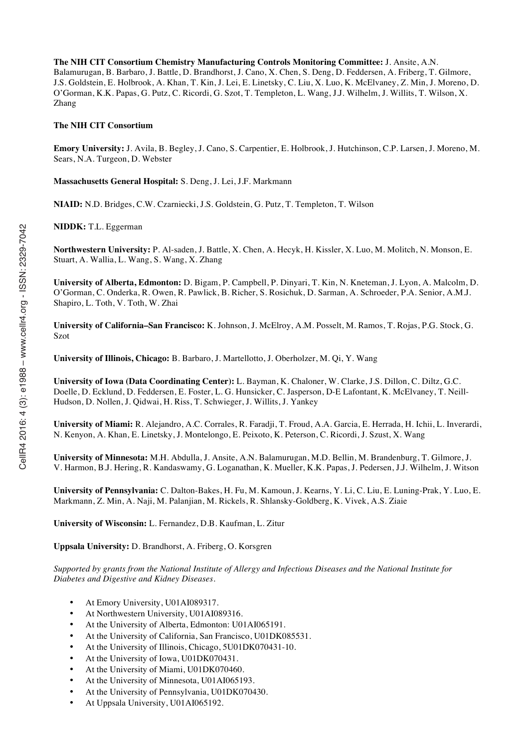**The NIH CIT Consortium Chemistry Manufacturing Controls Monitoring Committee:** J. Ansite, A.N. Balamurugan, B. Barbaro, J. Battle, D. Brandhorst, J. Cano, X. Chen, S. Deng, D. Feddersen, A. Friberg, T. Gilmore, J.S. Goldstein, E. Holbrook, A. Khan, T. Kin, J. Lei, E. Linetsky, C. Liu, X. Luo, K. McElvaney, Z. Min, J. Moreno, D. O'Gorman, K.K. Papas, G. Putz, C. Ricordi, G. Szot, T. Templeton, L. Wang, J.J. Wilhelm, J. Willits, T. Wilson, X. Zhang

**The NIH CIT Consortium**

**Emory University:** J. Avila, B. Begley, J. Cano, S. Carpentier, E. Holbrook, J. Hutchinson, C.P. Larsen, J. Moreno, M. Sears, N.A. Turgeon, D. Webster

**Massachusetts General Hospital:** S. Deng, J. Lei, J.F. Markmann

**NIAID:** N.D. Bridges, C.W. Czarniecki, J.S. Goldstein, G. Putz, T. Templeton, T. Wilson

**NIDDK:** T.L. Eggerman

**Northwestern University:** P. Al-saden, J. Battle, X. Chen, A. Hecyk, H. Kissler, X. Luo, M. Molitch, N. Monson, E. Stuart, A. Wallia, L. Wang, S. Wang, X. Zhang

**University of Alberta, Edmonton:** D. Bigam, P. Campbell, P. Dinyari, T. Kin, N. Kneteman, J. Lyon, A. Malcolm, D. O'Gorman, C. Onderka, R. Owen, R. Pawlick, B. Richer, S. Rosichuk, D. Sarman, A. Schroeder, P.A. Senior, A.M.J. Shapiro, L. Toth, V. Toth, W. Zhai

**University of California–San Francisco:** K. Johnson, J. McElroy, A.M. Posselt, M. Ramos, T. Rojas, P.G. Stock, G. Szot

**University of Illinois, Chicago:** B. Barbaro, J. Martellotto, J. Oberholzer, M. Qi, Y. Wang

**University of Iowa (Data Coordinating Center):** L. Bayman, K. Chaloner, W. Clarke, J.S. Dillon, C. Diltz, G.C. Doelle, D. Ecklund, D. Feddersen, E. Foster, L. G. Hunsicker, C. Jasperson, D-E Lafontant, K. McElvaney, T. Neill-Hudson, D. Nollen, J. Qidwai, H. Riss, T. Schwieger, J. Willits, J. Yankey

**University of Miami:** R. Alejandro, A.C. Corrales, R. Faradji, T. Froud, A.A. Garcia, E. Herrada, H. Ichii, L. Inverardi, N. Kenyon, A. Khan, E. Linetsky, J. Montelongo, E. Peixoto, K. Peterson, C. Ricordi, J. Szust, X. Wang

**University of Minnesota:** M.H. Abdulla, J. Ansite, A.N. Balamurugan, M.D. Bellin, M. Brandenburg, T. Gilmore, J. V. Harmon, B.J. Hering, R. Kandaswamy, G. Loganathan, K. Mueller, K.K. Papas, J. Pedersen, J.J. Wilhelm, J. Witson

**University of Pennsylvania:** C. Dalton-Bakes, H. Fu, M. Kamoun, J. Kearns, Y. Li, C. Liu, E. Luning-Prak, Y. Luo, E. Markmann, Z. Min, A. Naji, M. Palanjian, M. Rickels, R. Shlansky-Goldberg, K. Vivek, A.S. Ziaie

**University of Wisconsin:** L. Fernandez, D.B. Kaufman, L. Zitur

**Uppsala University:** D. Brandhorst, A. Friberg, O. Korsgren

*Supported by grants from the National Institute of Allergy and Infectious Diseases and the National Institute for Diabetes and Digestive and Kidney Diseases.*

- At Emory University, U01AI089317.
- At Northwestern University, U01AI089316.
- At the University of Alberta, Edmonton: U01AI065191.
- At the University of California, San Francisco, U01DK085531.
- At the University of Illinois, Chicago, 5U01DK070431-10.
- At the University of Iowa, U01DK070431.
- At the University of Miami, U01DK070460.
- At the University of Minnesota, U01AI065193.
- At the University of Pennsylvania, U01DK070430.
- At Uppsala University, U01AI065192.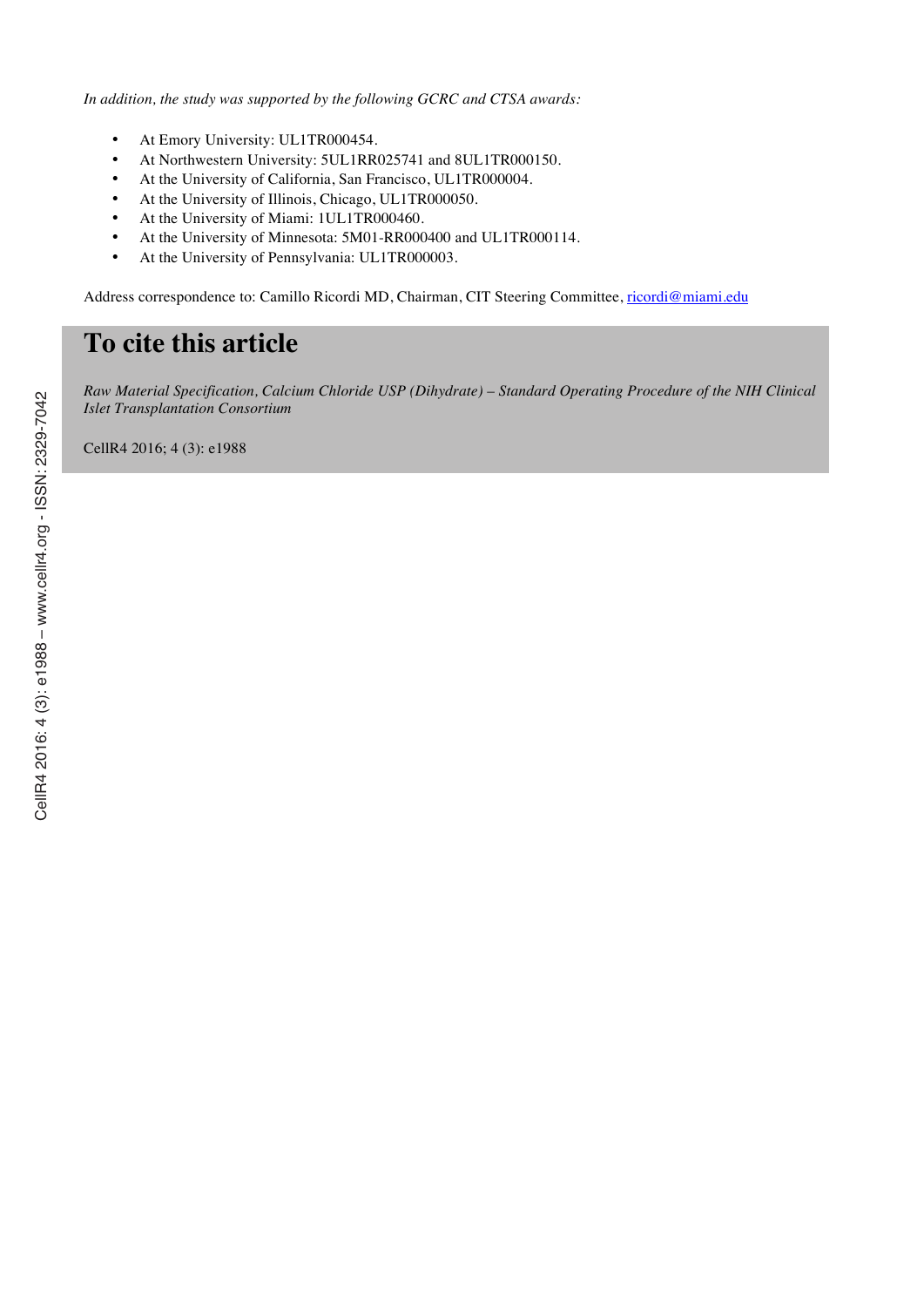*In addition, the study was supported by the following GCRC and CTSA awards:*

- At Emory University: UL1TR000454.
- At Northwestern University: 5UL1RR025741 and 8UL1TR000150.
- At the University of California, San Francisco, UL1TR000004.
- At the University of Illinois, Chicago, UL1TR000050.
- At the University of Miami: 1UL1TR000460.
- At the University of Minnesota: 5M01-RR000400 and UL1TR000114.
- At the University of Pennsylvania: UL1TR000003.

Address correspondence to: Camillo Ricordi MD, Chairman, CIT Steering Committee, ricordi@miami.edu

# To cite this article

*Raw Material Specification, Calcium Chloride USP (Dihydrate) – Standard Operating Procedure of the NIH Clinical Islet Transplantation Consortium*

CellR4 2016; 4 (3): e1988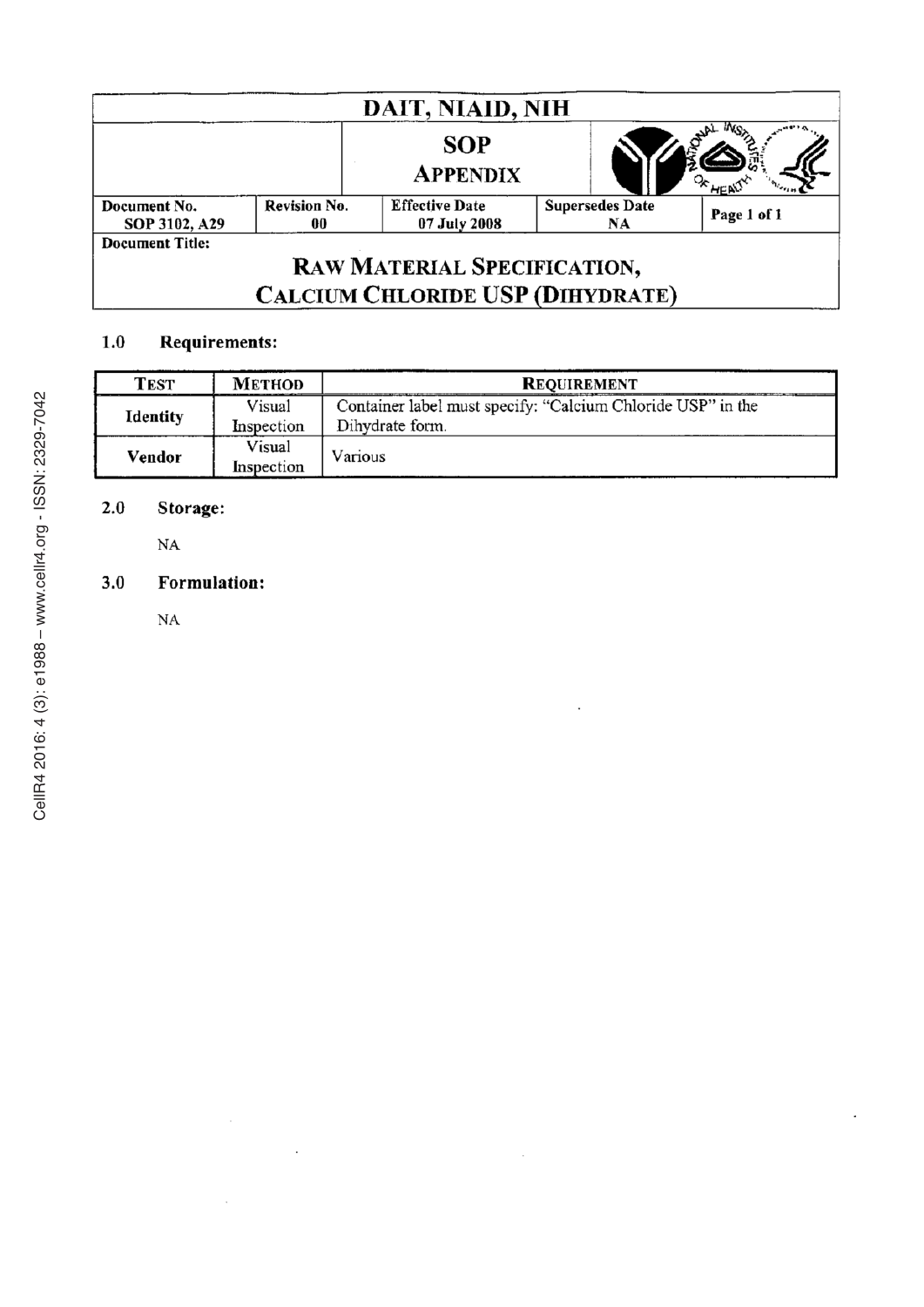| DAIT, NIAID, NIH | | | | |
|---|---|---|---|---|
| | SOP APPENDIX | | | |
| **Document No.** SOP 3102, A29 | **Revision No.** 00 | **Effective Date** 07 July 2008 | **Supersedes Date** NA | **Page 1 of 1** |

**Document Title:**

# RAW MATERIAL SPECIFICATION, CALCIUM CHLORIDE USP (DIHYDRATE)

## 1.0 Requirements:

| TEST | METHOD | REQUIREMENT |
|---|---|---|
| **Identity** | Visual Inspection | Container label must specify: "Calcium Chloride USP" in the Dihydrate form. |
| **Vendor** | Visual Inspection | Various |

## 2.0 Storage:

NA

## 3.0 Formulation:

NA